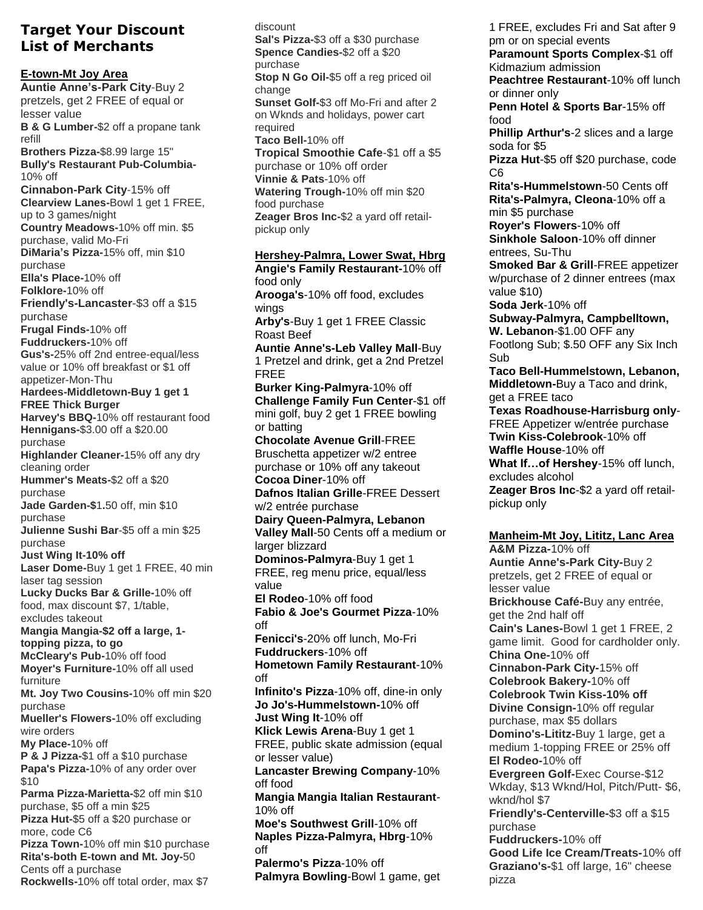## Target Your Discount List of Merchants

### E-town-Mt Joy Area

**Auntie Anne's-Park City**-Buy 2 pretzels, get 2 FREE of equal or lesser value
**B & G Lumber-**$2 off a propane tank refill
**Brothers Pizza-**$8.99 large 15"
**Bully's Restaurant Pub-Columbia-** 10% off
**Cinnabon-Park City**-15% off
**Clearview Lanes-**Bowl 1 get 1 FREE, up to 3 games/night
**Country Meadows-**10% off min. $5 purchase, valid Mo-Fri
**DiMaria's Pizza-**15% off, min $10 purchase
**Ella's Place-**10% off
**Folklore-**10% off
**Friendly's-Lancaster**-$3 off a $15 purchase
**Frugal Finds-**10% off
**Fuddruckers-**10% off
**Gus's-**25% off 2nd entree-equal/less value or 10% off breakfast or $1 off appetizer-Mon-Thu
**Hardees-Middletown-Buy 1 get 1 FREE Thick Burger**
**Harvey's BBQ-**10% off restaurant food
**Hennigans-**$3.00 off a $20.00 purchase
**Highlander Cleaner-**15% off any dry cleaning order
**Hummer's Meats-**$2 off a $20 purchase
**Jade Garden-$1.**50 off, min $10 purchase
**Julienne Sushi Bar**-$5 off a min $25 purchase
**Just Wing It-10% off**
**Laser Dome-**Buy 1 get 1 FREE, 40 min laser tag session
**Lucky Ducks Bar & Grille-**10% off food, max discount $7, 1/table, excludes takeout
**Mangia Mangia-$2 off a large, 1-topping pizza, to go**
**McCleary's Pub-**10% off food
**Moyer's Furniture-**10% off all used furniture
**Mt. Joy Two Cousins-**10% off min $20 purchase
**Mueller's Flowers-**10% off excluding wire orders
**My Place-**10% off
**P & J Pizza-**$1 off a $10 purchase
**Papa's Pizza-**10% of any order over $10
**Parma Pizza-Marietta-**$2 off min $10 purchase, $5 off a min $25
**Pizza Hut-**$5 off a $20 purchase or more, code C6
**Pizza Town-**10% off min $10 purchase
**Rita's-both E-town and Mt. Joy-**50 Cents off a purchase
**Rockwells-**10% off total order, max $7 discount
**Sal's Pizza-**$3 off a $30 purchase
**Spence Candies-**$2 off a $20 purchase
**Stop N Go Oil-**$5 off a reg priced oil change
**Sunset Golf-**$3 off Mo-Fri and after 2 on Wknds and holidays, power cart required
**Taco Bell-**10% off
**Tropical Smoothie Cafe**-$1 off a $5 purchase or 10% off order
**Vinnie & Pats**-10% off
**Watering Trough-**10% off min $20 food purchase
**Zeager Bros Inc-**$2 a yard off retail-pickup only

### Hershey-Palmra, Lower Swat, Hbrg

**Angie's Family Restaurant-**10% off food only
**Arooga's**-10% off food, excludes wings
**Arby's**-Buy 1 get 1 FREE Classic Roast Beef
**Auntie Anne's-Leb Valley Mall**-Buy 1 Pretzel and drink, get a 2nd Pretzel FREE
**Burker King-Palmyra**-10% off
**Challenge Family Fun Center**-$1 off mini golf, buy 2 get 1 FREE bowling or batting
**Chocolate Avenue Grill**-FREE Bruschetta appetizer w/2 entree purchase or 10% off any takeout
**Cocoa Diner**-10% off
**Dafnos Italian Grille**-FREE Dessert w/2 entrée purchase
**Dairy Queen-Palmyra, Lebanon Valley Mall**-50 Cents off a medium or larger blizzard
**Dominos-Palmyra**-Buy 1 get 1 FREE, reg menu price, equal/less value
**El Rodeo**-10% off food
**Fabio & Joe's Gourmet Pizza**-10% off
**Fenicci's**-20% off lunch, Mo-Fri
**Fuddruckers**-10% off
**Hometown Family Restaurant**-10% off
**Infinito's Pizza**-10% off, dine-in only
**Jo Jo's-Hummelstown-**10% off
**Just Wing It**-10% off
**Klick Lewis Arena**-Buy 1 get 1 FREE, public skate admission (equal or lesser value)
**Lancaster Brewing Company**-10% off food
**Mangia Mangia Italian Restaurant**-10% off
**Moe's Southwest Grill**-10% off
**Naples Pizza-Palmyra, Hbrg**-10% off
**Palermo's Pizza**-10% off
**Palmyra Bowling**-Bowl 1 game, get 1 FREE, excludes Fri and Sat after 9 pm or on special events
**Paramount Sports Complex**-$1 off Kidmazium admission
**Peachtree Restaurant**-10% off lunch or dinner only
**Penn Hotel & Sports Bar**-15% off food
**Phillip Arthur's**-2 slices and a large soda for $5
**Pizza Hut**-$5 off $20 purchase, code C6
**Rita's-Hummelstown**-50 Cents off
**Rita's-Palmyra, Cleona**-10% off a min $5 purchase
**Royer's Flowers**-10% off
**Sinkhole Saloon**-10% off dinner entrees, Su-Thu
**Smoked Bar & Grill**-FREE appetizer w/purchase of 2 dinner entrees (max value $10)
**Soda Jerk**-10% off
**Subway-Palmyra, Campbelltown, W. Lebanon**-$1.00 OFF any Footlong Sub; $.50 OFF any Six Inch Sub
**Taco Bell-Hummelstown, Lebanon, Middletown-**Buy a Taco and drink, get a FREE taco
**Texas Roadhouse-Harrisburg only**-FREE Appetizer w/entrée purchase
**Twin Kiss-Colebrook**-10% off
**Waffle House**-10% off
**What If…of Hershey**-15% off lunch, excludes alcohol
**Zeager Bros Inc**-$2 a yard off retail-pickup only

### Manheim-Mt Joy, Lititz, Lanc Area

**A&M Pizza-**10% off
**Auntie Anne's-Park City-**Buy 2 pretzels, get 2 FREE of equal or lesser value
**Brickhouse Café-**Buy any entrée, get the 2nd half off
**Cain's Lanes-**Bowl 1 get 1 FREE, 2 game limit. Good for cardholder only.
**China One-**10% off
**Cinnabon-Park City-**15% off
**Colebrook Bakery-**10% off
**Colebrook Twin Kiss-10% off**
**Divine Consign-**10% off regular purchase, max $5 dollars
**Domino's-Lititz-**Buy 1 large, get a medium 1-topping FREE or 25% off
**El Rodeo-**10% off
**Evergreen Golf-**Exec Course-$12 Wkday, $13 Wknd/Hol, Pitch/Putt- $6, wknd/hol $7
**Friendly's-Centerville-**$3 off a $15 purchase
**Fuddruckers-**10% off
**Good Life Ice Cream/Treats-**10% off
**Graziano's-**$1 off large, 16" cheese pizza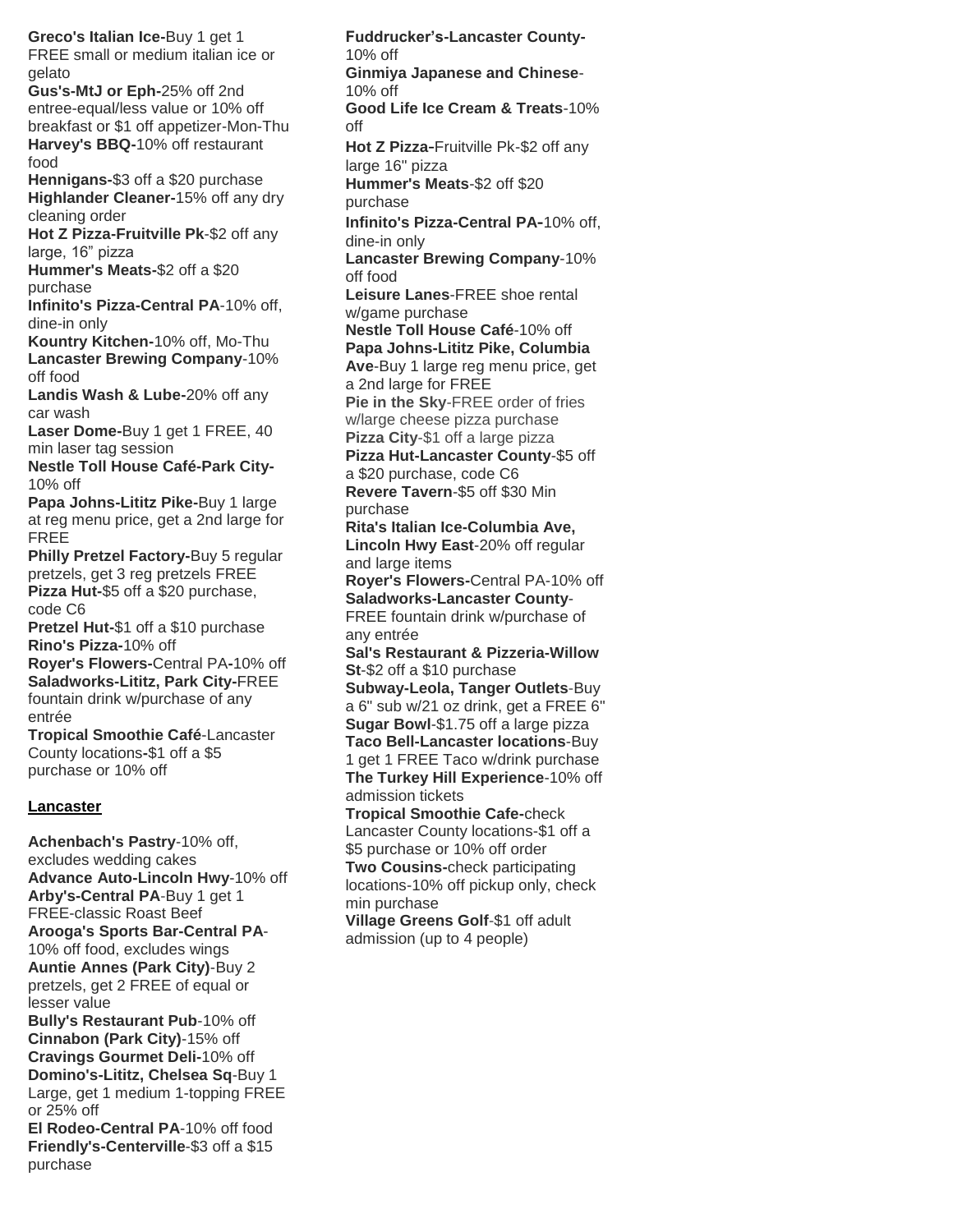**Greco's Italian Ice-**Buy 1 get 1 FREE small or medium italian ice or gelato
**Gus's-MtJ or Eph-**25% off 2nd entree-equal/less value or 10% off breakfast or $1 off appetizer-Mon-Thu
**Harvey's BBQ-**10% off restaurant food
**Hennigans-**$3 off a $20 purchase
**Highlander Cleaner-**15% off any dry cleaning order
**Hot Z Pizza-Fruitville Pk**-$2 off any large, 16" pizza
**Hummer's Meats-**$2 off a $20 purchase
**Infinito's Pizza-Central PA**-10% off, dine-in only
**Kountry Kitchen-**10% off, Mo-Thu
**Lancaster Brewing Company**-10% off food
**Landis Wash & Lube-**20% off any car wash
**Laser Dome-**Buy 1 get 1 FREE, 40 min laser tag session
**Nestle Toll House Café-Park City-** 10% off
**Papa Johns-Lititz Pike-**Buy 1 large at reg menu price, get a 2nd large for FREE
**Philly Pretzel Factory-**Buy 5 regular pretzels, get 3 reg pretzels FREE
**Pizza Hut-**$5 off a $20 purchase, code C6
**Pretzel Hut-**$1 off a $10 purchase
**Rino's Pizza-**10% off
**Royer's Flowers-**Central PA-10% off
**Saladworks-Lititz, Park City-**FREE fountain drink w/purchase of any entrée
**Tropical Smoothie Café**-Lancaster County locations-$1 off a $5 purchase or 10% off

## Lancaster

**Achenbach's Pastry**-10% off, excludes wedding cakes
**Advance Auto-Lincoln Hwy**-10% off
**Arby's-Central PA**-Buy 1 get 1 FREE-classic Roast Beef
**Arooga's Sports Bar-Central PA**-10% off food, excludes wings
**Auntie Annes (Park City)**-Buy 2 pretzels, get 2 FREE of equal or lesser value
**Bully's Restaurant Pub**-10% off
**Cinnabon (Park City)**-15% off
**Cravings Gourmet Deli-**10% off
**Domino's-Lititz, Chelsea Sq**-Buy 1 Large, get 1 medium 1-topping FREE or 25% off
**El Rodeo-Central PA**-10% off food
**Friendly's-Centerville**-$3 off a $15 purchase
**Fuddrucker's-Lancaster County-** 10% off
**Ginmiya Japanese and Chinese**-10% off
**Good Life Ice Cream & Treats**-10% off
**Hot Z Pizza-**Fruitville Pk-$2 off any large 16" pizza
**Hummer's Meats**-$2 off $20 purchase
**Infinito's Pizza-Central PA-**10% off, dine-in only
**Lancaster Brewing Company**-10% off food
**Leisure Lanes**-FREE shoe rental w/game purchase
**Nestle Toll House Café**-10% off
**Papa Johns-Lititz Pike, Columbia Ave**-Buy 1 large reg menu price, get a 2nd large for FREE
**Pie in the Sky**-FREE order of fries w/large cheese pizza purchase
**Pizza City**-$1 off a large pizza
**Pizza Hut-Lancaster County**-$5 off a $20 purchase, code C6
**Revere Tavern**-$5 off $30 Min purchase
**Rita's Italian Ice-Columbia Ave, Lincoln Hwy East**-20% off regular and large items
**Royer's Flowers-**Central PA-10% off
**Saladworks-Lancaster County**-FREE fountain drink w/purchase of any entrée
**Sal's Restaurant & Pizzeria-Willow St**-$2 off a $10 purchase
**Subway-Leola, Tanger Outlets**-Buy a 6" sub w/21 oz drink, get a FREE 6"
**Sugar Bowl**-$1.75 off a large pizza
**Taco Bell-Lancaster locations**-Buy 1 get 1 FREE Taco w/drink purchase
**The Turkey Hill Experience**-10% off admission tickets
**Tropical Smoothie Cafe-**check Lancaster County locations-$1 off a $5 purchase or 10% off order
**Two Cousins-**check participating locations-10% off pickup only, check min purchase
**Village Greens Golf**-$1 off adult admission (up to 4 people)